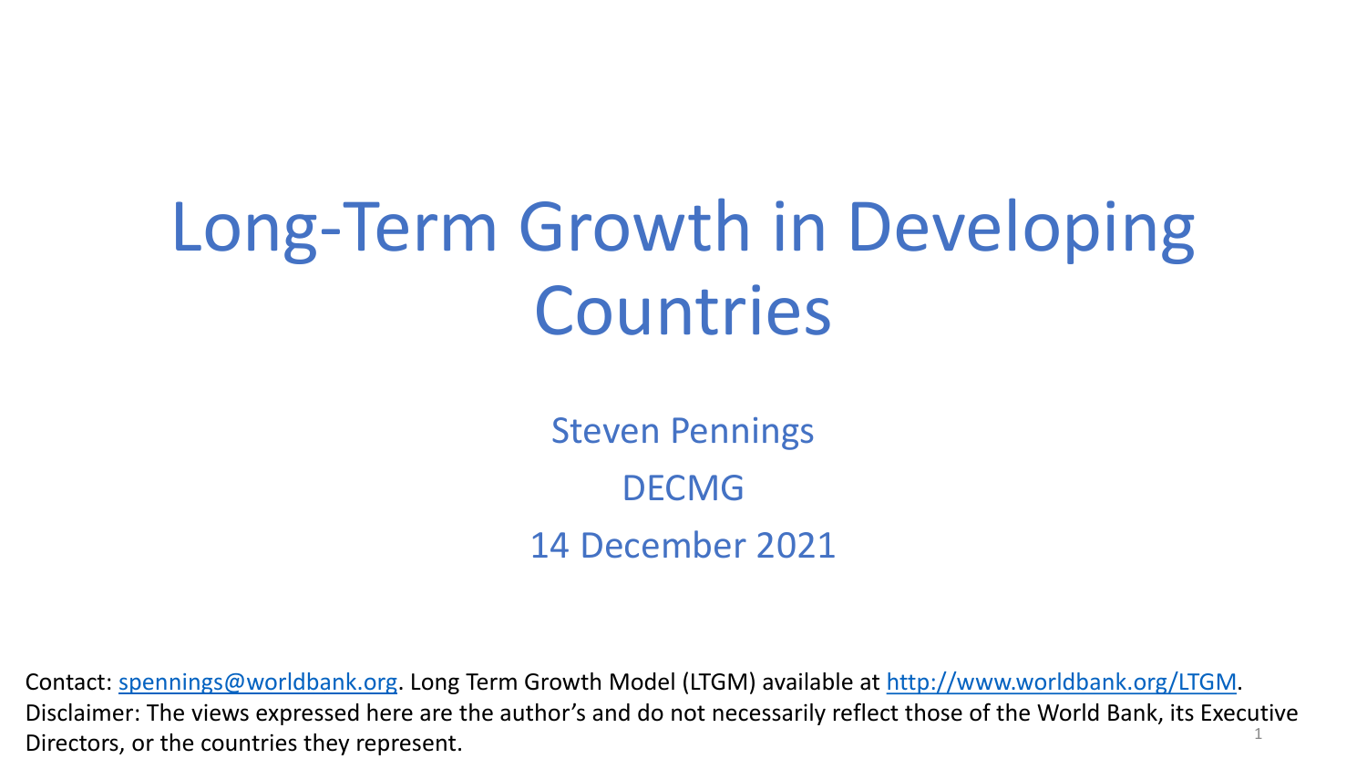# Long-Term Growth in Developing Countries

Steven Pennings

DECMG

14 December 2021

Contact: [spennings@worldbank.org](mailto:spennings@worldbank.org). Long Term Growth Model (LTGM) available at [http://www.worldbank.org/LTGM](http://www.worldbank.org/LTGM).
Disclaimer: The views expressed here are the author's and do not necessarily reflect those of the World Bank, its Executive Directors, or the countries they represent.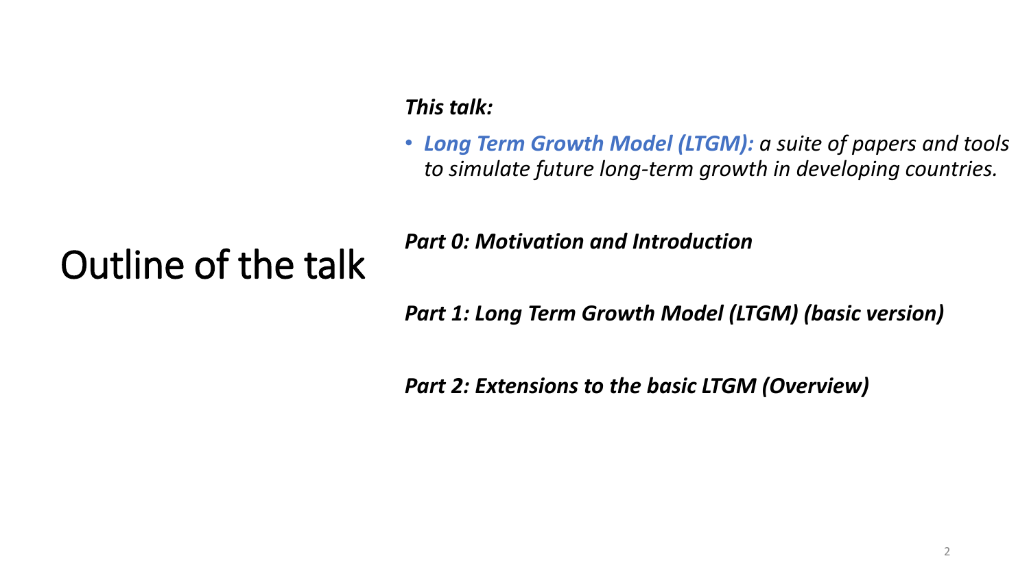# Outline of the talk

***This talk:***

- ***Long Term Growth Model (LTGM):*** *a suite of papers and tools to simulate future long-term growth in developing countries.*

***Part 0: Motivation and Introduction***

***Part 1: Long Term Growth Model (LTGM) (basic version)***

***Part 2: Extensions to the basic LTGM (Overview)***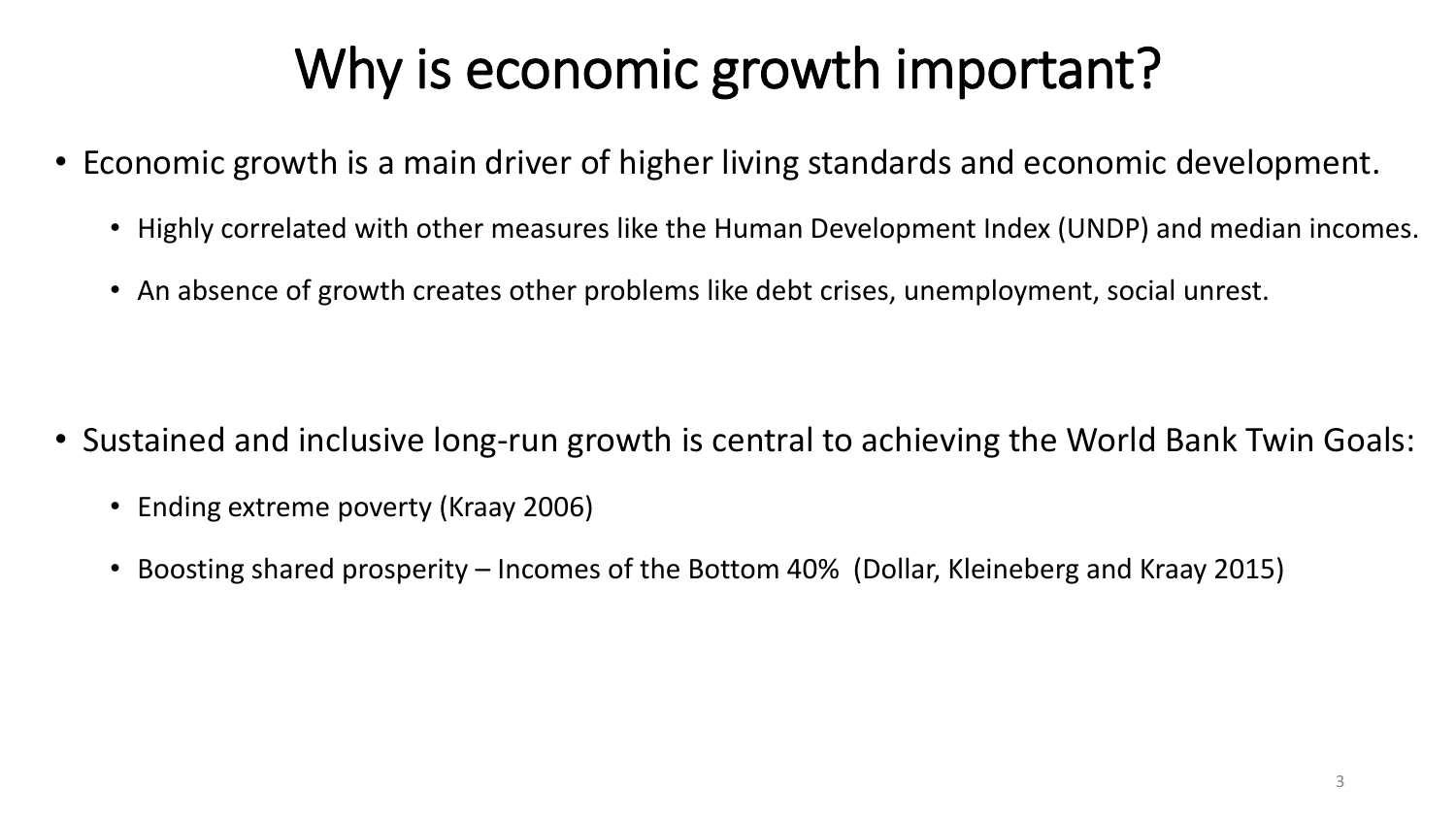# Why is economic growth important?

- Economic growth is a main driver of higher living standards and economic development.
  - Highly correlated with other measures like the Human Development Index (UNDP) and median incomes.
  - An absence of growth creates other problems like debt crises, unemployment, social unrest.

- Sustained and inclusive long-run growth is central to achieving the World Bank Twin Goals:
  - Ending extreme poverty (Kraay 2006)
  - Boosting shared prosperity – Incomes of the Bottom 40% (Dollar, Kleineberg and Kraay 2015)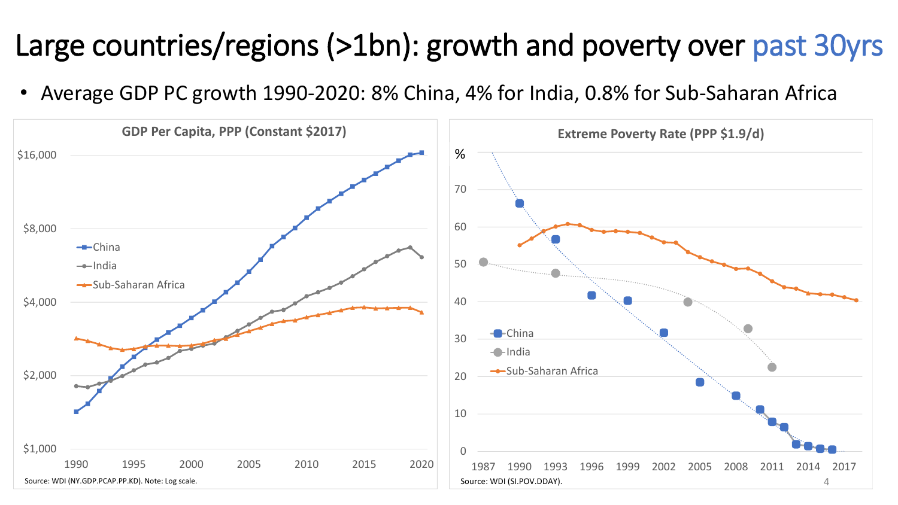# Large countries/regions (>1bn): growth and poverty over past 30yrs

- Average GDP PC growth 1990-2020: 8% China, 4% for India, 0.8% for Sub-Saharan Africa

**GDP Per Capita, PPP (Constant $2017)**

Source: WDI (NY.GDP.PCAP.PP.KD). Note: Log scale.

**Extreme Poverty Rate (PPP $1.9/d)**

Source: WDI (SI.POV.DDAY).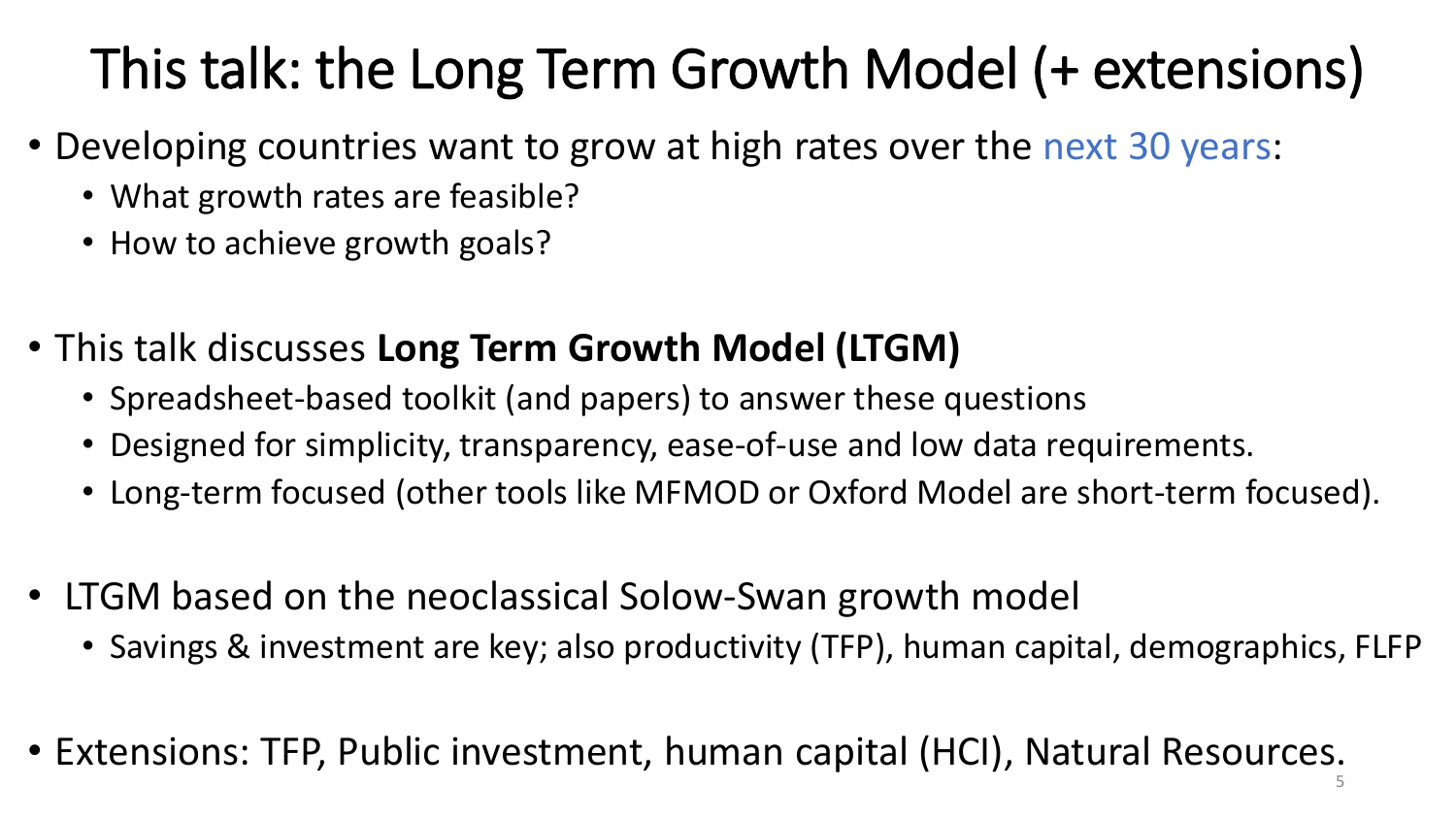# This talk: the Long Term Growth Model (+ extensions)

- Developing countries want to grow at high rates over the next 30 years:
  - What growth rates are feasible?
  - How to achieve growth goals?

- This talk discusses **Long Term Growth Model (LTGM)**
  - Spreadsheet-based toolkit (and papers) to answer these questions
  - Designed for simplicity, transparency, ease-of-use and low data requirements.
  - Long-term focused (other tools like MFMOD or Oxford Model are short-term focused).

- LTGM based on the neoclassical Solow-Swan growth model
  - Savings & investment are key; also productivity (TFP), human capital, demographics, FLFP

- Extensions: TFP, Public investment, human capital (HCI), Natural Resources.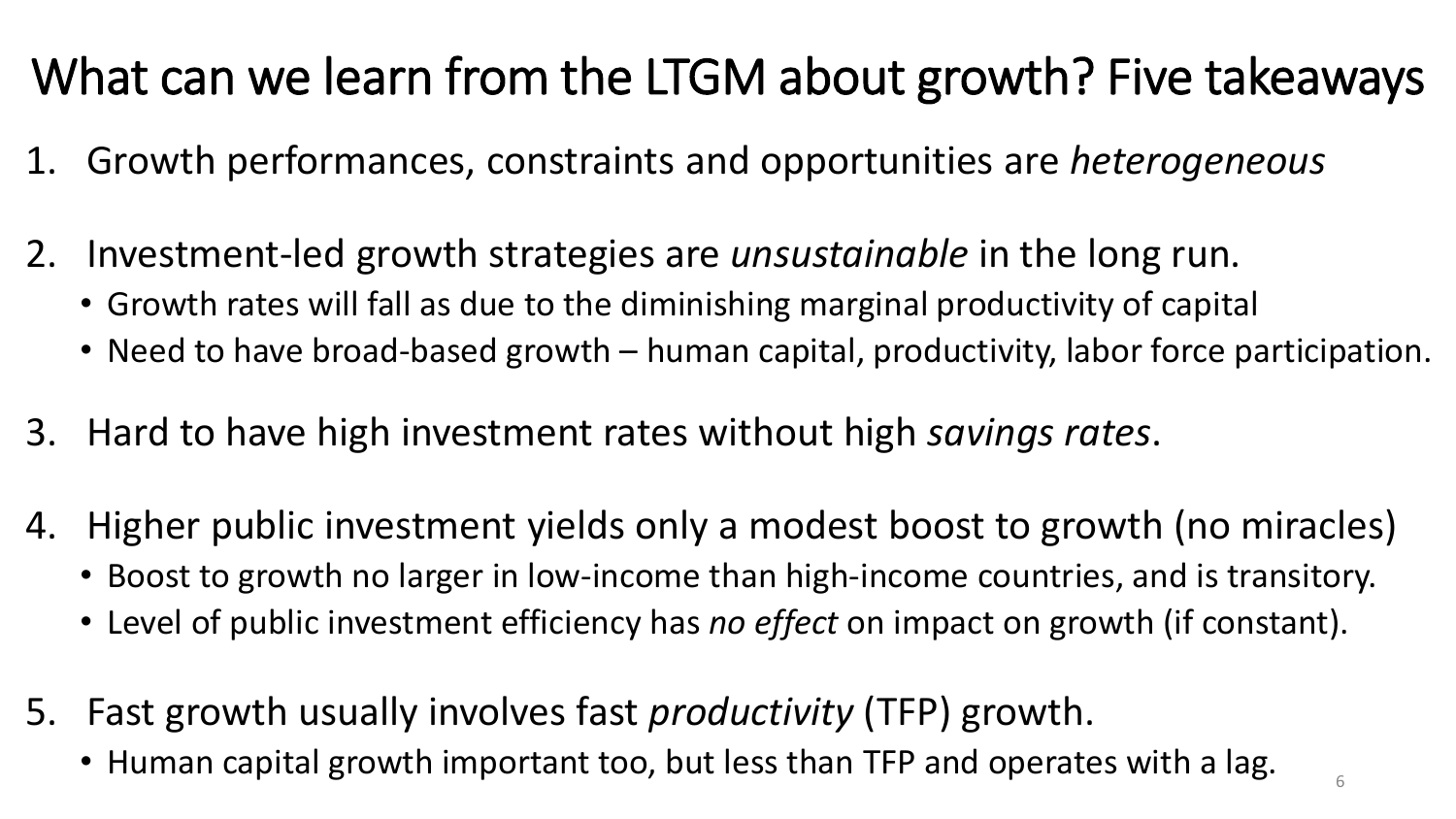# What can we learn from the LTGM about growth? Five takeaways

1. Growth performances, constraints and opportunities are *heterogeneous*

2. Investment-led growth strategies are *unsustainable* in the long run.
   - Growth rates will fall as due to the diminishing marginal productivity of capital
   - Need to have broad-based growth – human capital, productivity, labor force participation.

3. Hard to have high investment rates without high *savings rates*.

4. Higher public investment yields only a modest boost to growth (no miracles)
   - Boost to growth no larger in low-income than high-income countries, and is transitory.
   - Level of public investment efficiency has *no effect* on impact on growth (if constant).

5. Fast growth usually involves fast *productivity* (TFP) growth.
   - Human capital growth important too, but less than TFP and operates with a lag.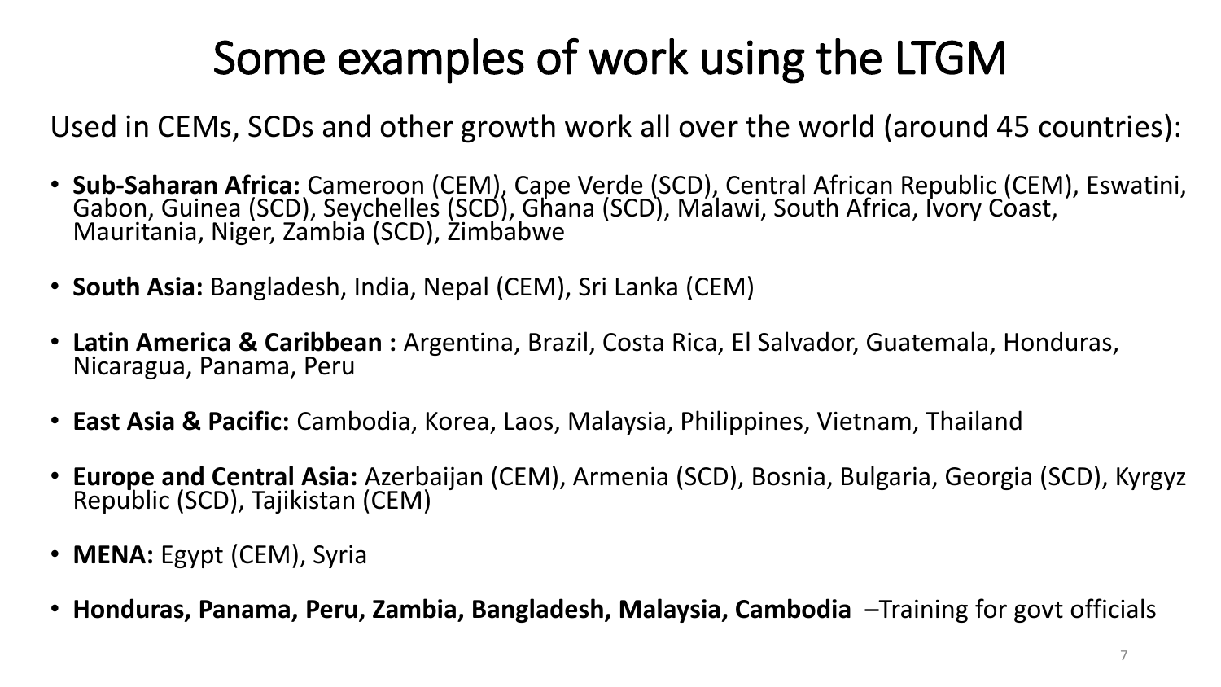# Some examples of work using the LTGM

Used in CEMs, SCDs and other growth work all over the world (around 45 countries):

- **Sub-Saharan Africa:** Cameroon (CEM), Cape Verde (SCD), Central African Republic (CEM), Eswatini, Gabon, Guinea (SCD), Seychelles (SCD), Ghana (SCD), Malawi, South Africa, Ivory Coast, Mauritania, Niger, Zambia (SCD), Zimbabwe
- **South Asia:** Bangladesh, India, Nepal (CEM), Sri Lanka (CEM)
- **Latin America & Caribbean :** Argentina, Brazil, Costa Rica, El Salvador, Guatemala, Honduras, Nicaragua, Panama, Peru
- **East Asia & Pacific:** Cambodia, Korea, Laos, Malaysia, Philippines, Vietnam, Thailand
- **Europe and Central Asia:** Azerbaijan (CEM), Armenia (SCD), Bosnia, Bulgaria, Georgia (SCD), Kyrgyz Republic (SCD), Tajikistan (CEM)
- **MENA:** Egypt (CEM), Syria
- **Honduras, Panama, Peru, Zambia, Bangladesh, Malaysia, Cambodia** –Training for govt officials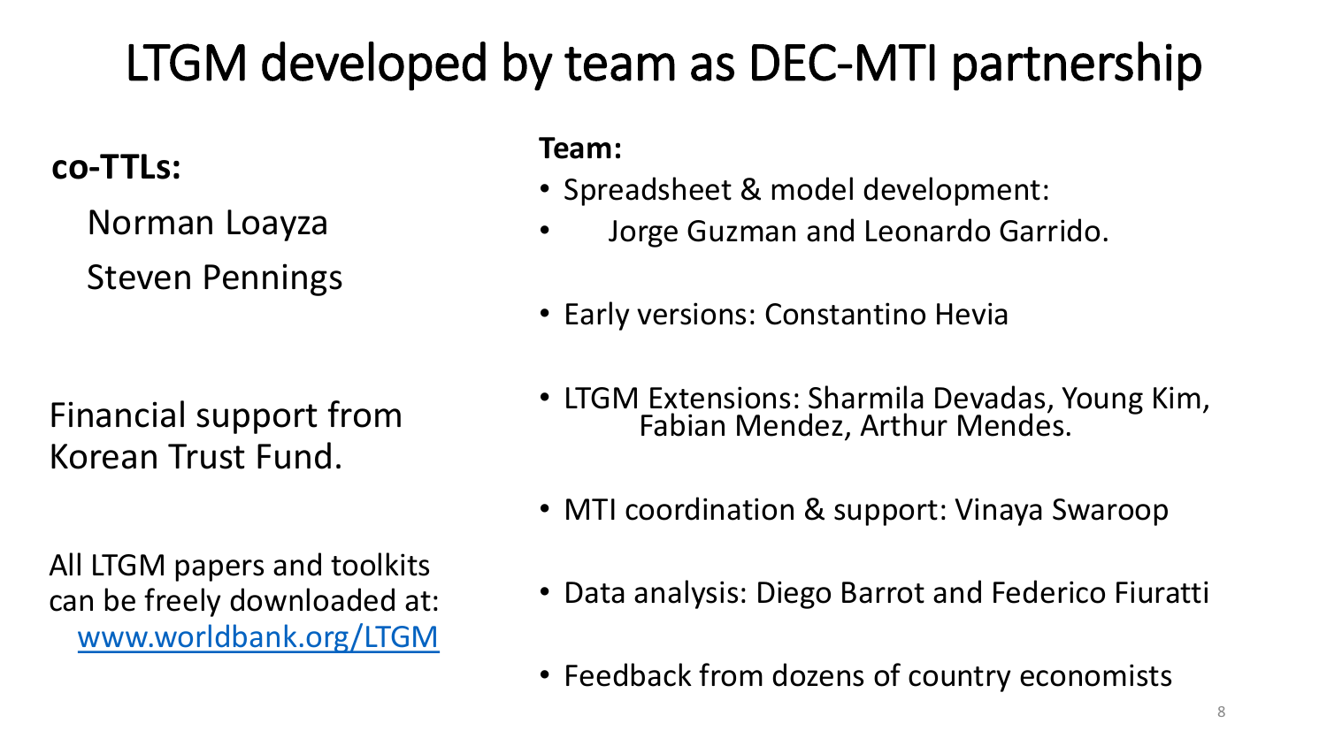# LTGM developed by team as DEC-MTI partnership

**co-TTLs:**

Norman Loayza

Steven Pennings

Financial support from Korean Trust Fund.

All LTGM papers and toolkits can be freely downloaded at: [www.worldbank.org/LTGM](http://www.worldbank.org/LTGM)

**Team:**

- Spreadsheet & model development:
- Jorge Guzman and Leonardo Garrido.
- Early versions: Constantino Hevia
- LTGM Extensions: Sharmila Devadas, Young Kim, Fabian Mendez, Arthur Mendes.
- MTI coordination & support: Vinaya Swaroop
- Data analysis: Diego Barrot and Federico Fiuratti
- Feedback from dozens of country economists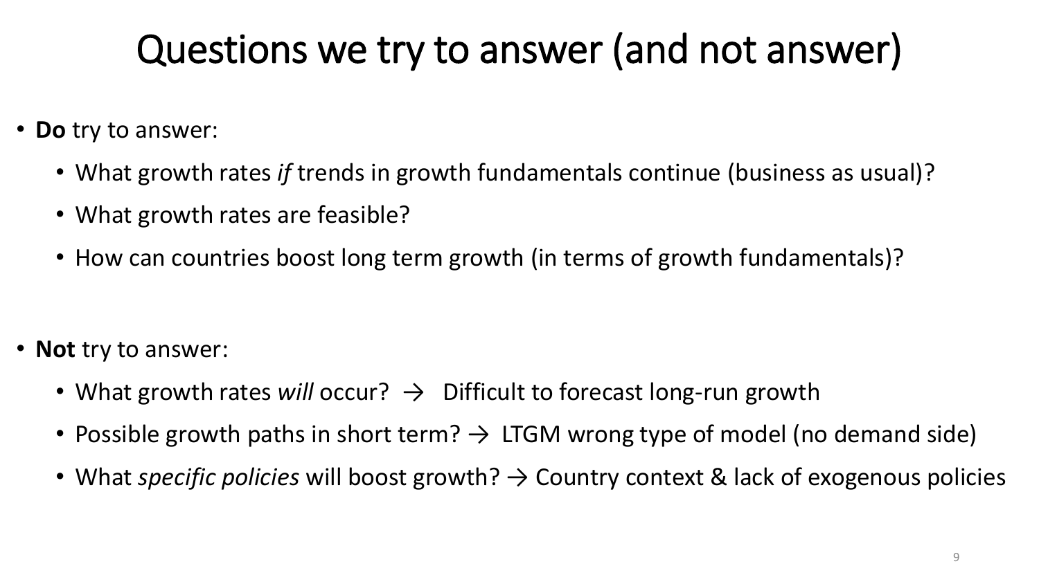# Questions we try to answer (and not answer)

- **Do** try to answer:
  - What growth rates *if* trends in growth fundamentals continue (business as usual)?
  - What growth rates are feasible?
  - How can countries boost long term growth (in terms of growth fundamentals)?

- **Not** try to answer:
  - What growth rates *will* occur? → Difficult to forecast long-run growth
  - Possible growth paths in short term? → LTGM wrong type of model (no demand side)
  - What *specific policies* will boost growth? → Country context & lack of exogenous policies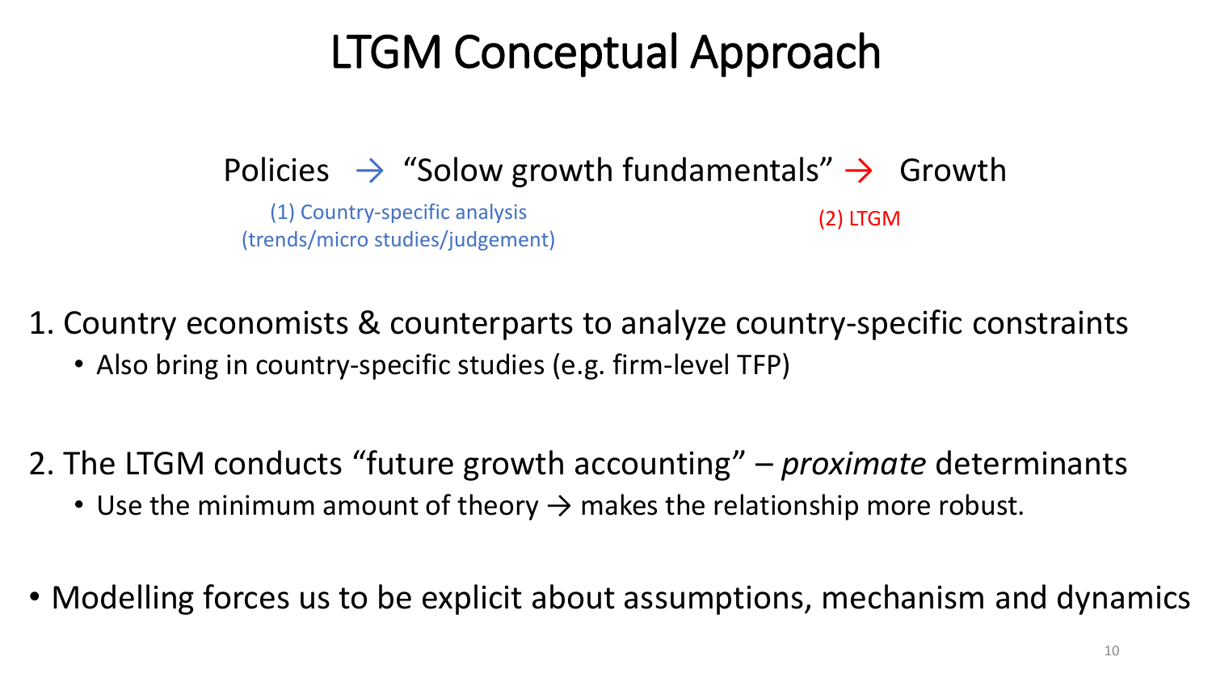# LTGM Conceptual Approach

Policies → "Solow growth fundamentals" → Growth

(1) Country-specific analysis (trends/micro studies/judgement)

(2) LTGM

1. Country economists & counterparts to analyze country-specific constraints
   - Also bring in country-specific studies (e.g. firm-level TFP)

2. The LTGM conducts "future growth accounting" – *proximate* determinants
   - Use the minimum amount of theory → makes the relationship more robust.

- Modelling forces us to be explicit about assumptions, mechanism and dynamics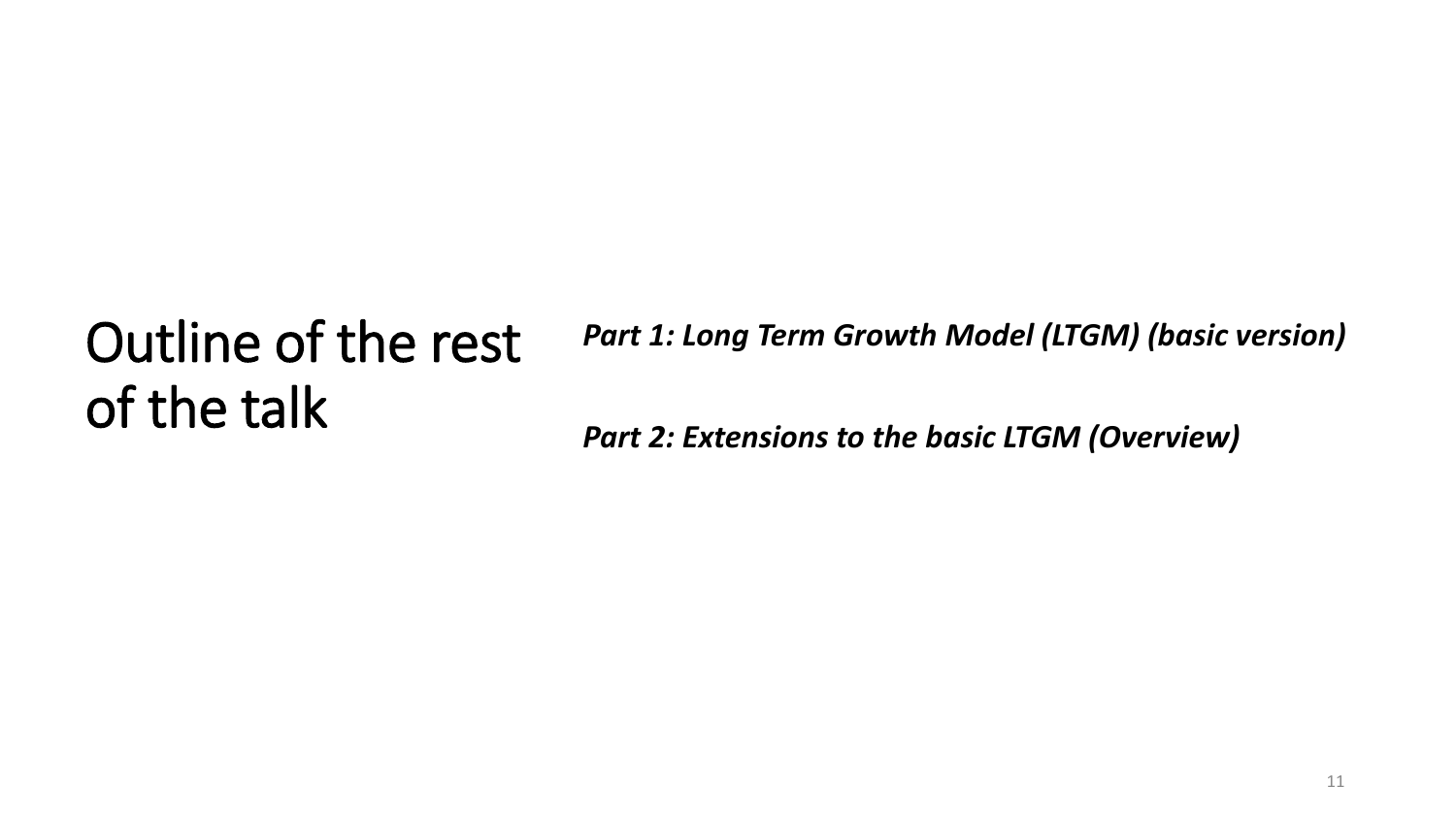# Outline of the rest of the talk

***Part 1: Long Term Growth Model (LTGM) (basic version)***

***Part 2: Extensions to the basic LTGM (Overview)***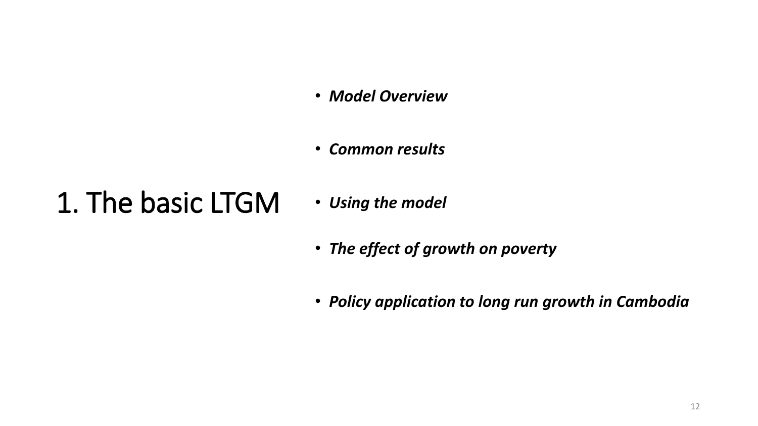# 1. The basic LTGM

- ***Model Overview***
- ***Common results***
- ***Using the model***
- ***The effect of growth on poverty***
- ***Policy application to long run growth in Cambodia***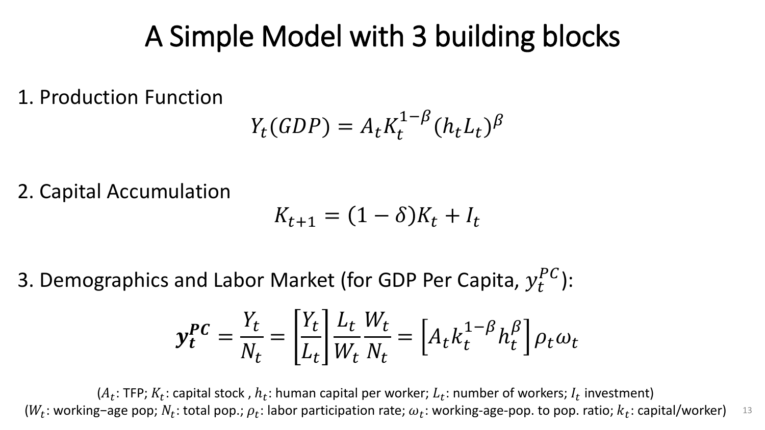# A Simple Model with 3 building blocks

1. Production Function

$$Y_t(GDP) = A_t K_t^{1-\beta} (h_t L_t)^{\beta}$$

2. Capital Accumulation

$$K_{t+1} = (1-\delta) K_t + I_t$$

3. Demographics and Labor Market (for GDP Per Capita, $y_t^{PC}$):

$$\boldsymbol{y_t^{PC}} = \frac{Y_t}{N_t} = \left[\frac{Y_t}{L_t}\right] \frac{L_t}{W_t} \frac{W_t}{N_t} = \left[A_t k_t^{1-\beta} h_t^{\beta}\right] \rho_t \omega_t$$

($A_t$: TFP; $K_t$: capital stock , $h_t$: human capital per worker; $L_t$: number of workers; $I_t$ investment)
($W_t$: working–age pop; $N_t$: total pop.; $\rho_t$: labor participation rate; $\omega_t$: working-age-pop. to pop. ratio; $k_t$: capital/worker)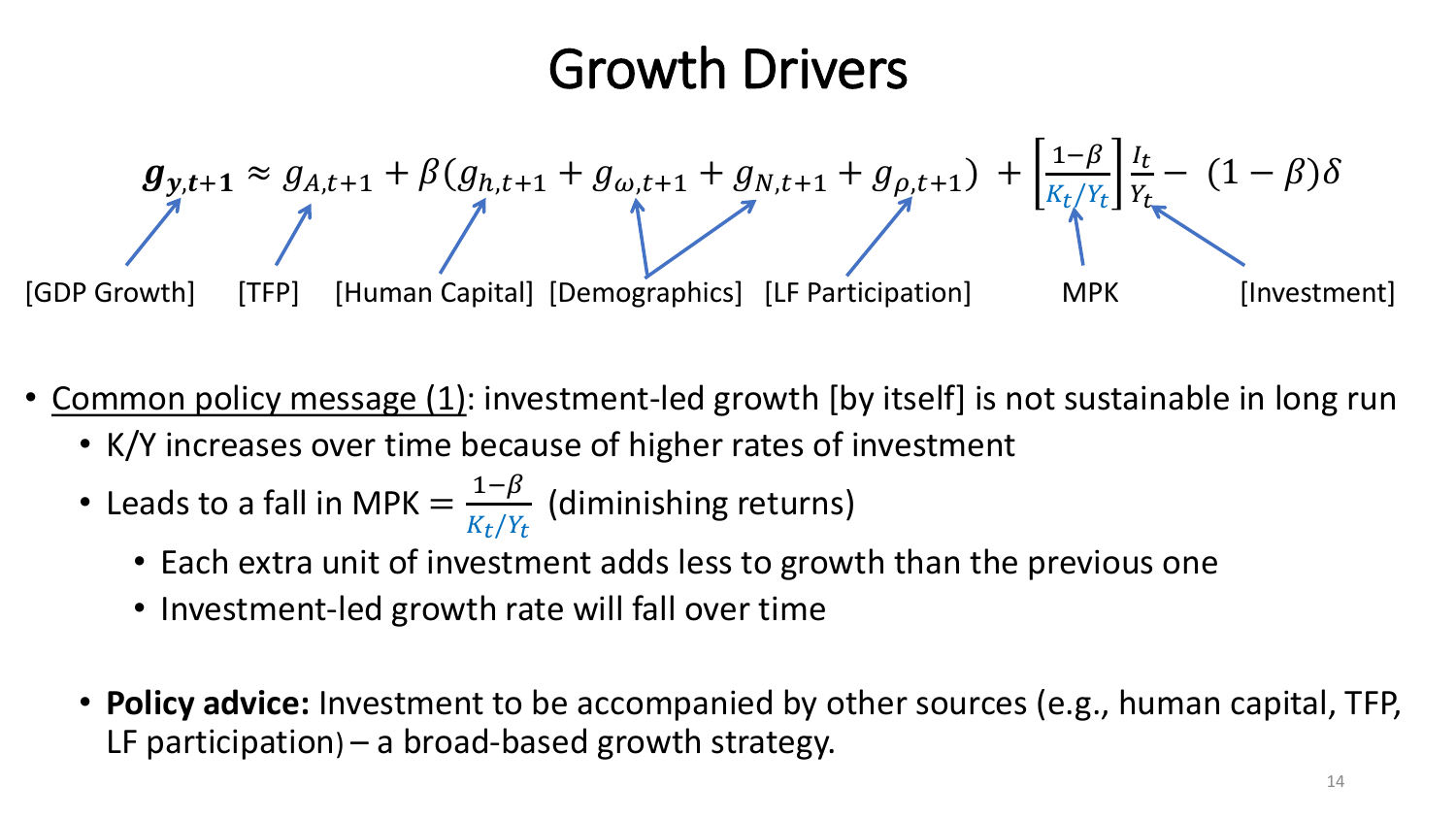# Growth Drivers

$$g_{y,t+1} \approx g_{A,t+1} + \beta(g_{h,t+1} + g_{\omega,t+1} + g_{N,t+1} + g_{\rho,t+1}) + \left[\frac{1-\beta}{K_t/Y_t}\right]\frac{I_t}{Y_t} - (1-\beta)\delta$$

[GDP Growth] [TFP] [Human Capital] [Demographics] [LF Participation] MPK [Investment]

- Common policy message (1): investment-led growth [by itself] is not sustainable in long run
  - K/Y increases over time because of higher rates of investment
  - Leads to a fall in MPK $= \frac{1-\beta}{K_t/Y_t}$ (diminishing returns)
    - Each extra unit of investment adds less to growth than the previous one
    - Investment-led growth rate will fall over time
  - **Policy advice:** Investment to be accompanied by other sources (e.g., human capital, TFP, LF participation) – a broad-based growth strategy.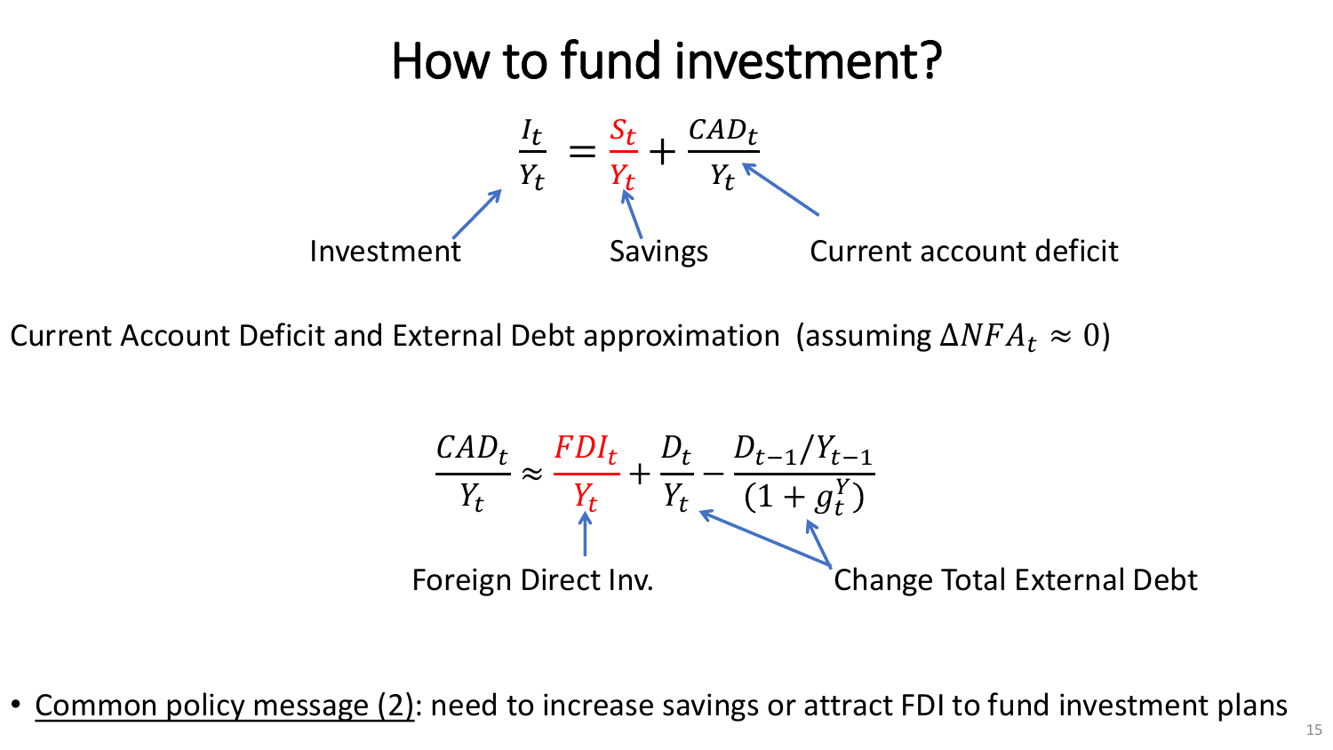# How to fund investment?

$$\frac{I_t}{Y_t} = \frac{S_t}{Y_t} + \frac{CAD_t}{Y_t}$$

Investment — Savings — Current account deficit

Current Account Deficit and External Debt approximation (assuming $\Delta NFA_t \approx 0$)

$$\frac{CAD_t}{Y_t} \approx \frac{FDI_t}{Y_t} + \frac{D_t}{Y_t} - \frac{D_{t-1}/Y_{t-1}}{(1+g_t^Y)}$$

Foreign Direct Inv. — Change Total External Debt

- <u>Common policy message (2)</u>: need to increase savings or attract FDI to fund investment plans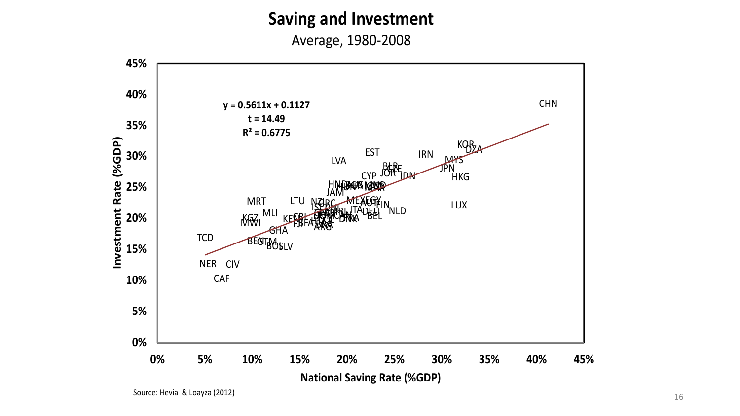# Saving and Investment

Average, 1980-2008

$y = 0.5611x + 0.1127$

$t = 14.49$

$R^2 = 0.6775$

Investment Rate (%GDP)

National Saving Rate (%GDP)

Source: Hevia & Loayza (2012)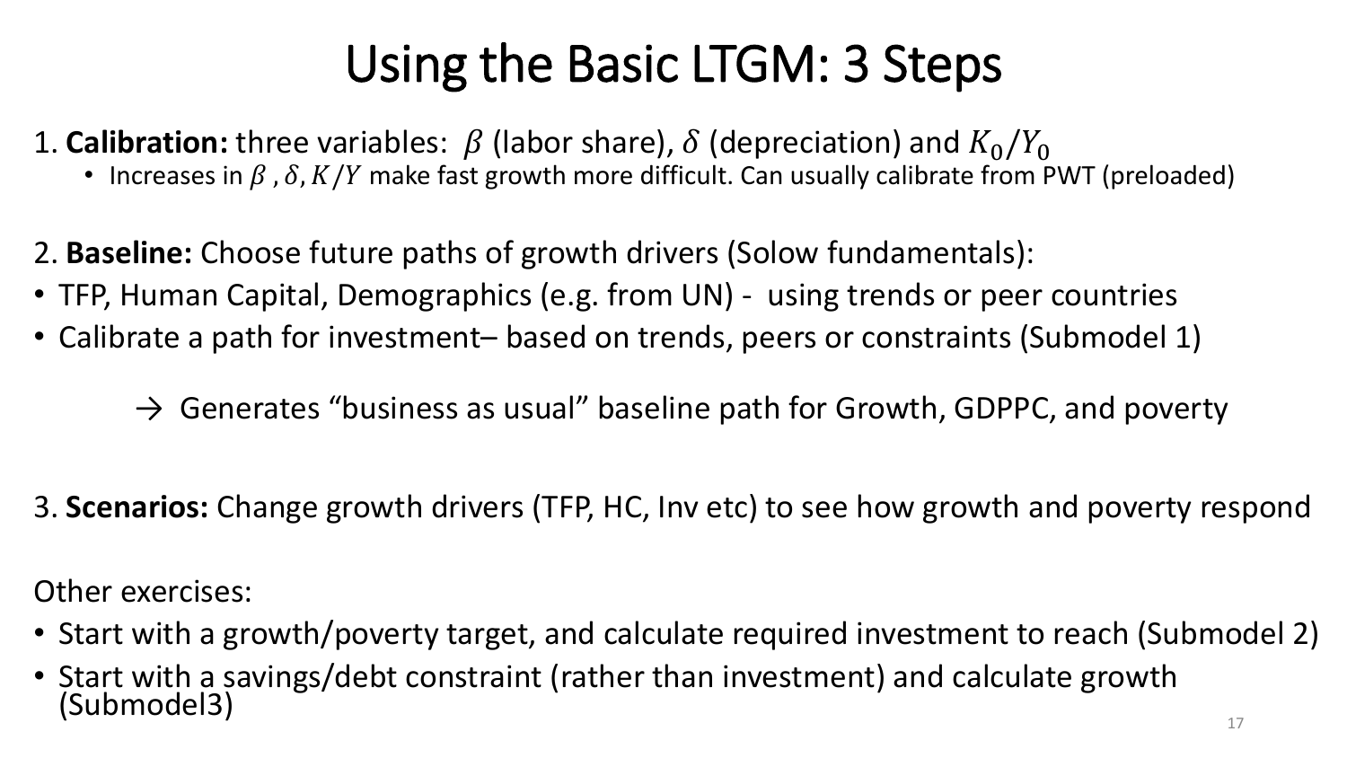# Using the Basic LTGM: 3 Steps

1. **Calibration:** three variables: $\beta$ (labor share), $\delta$ (depreciation) and $K_0/Y_0$
   - Increases in $\beta$, $\delta$, $K/Y$ make fast growth more difficult. Can usually calibrate from PWT (preloaded)

2. **Baseline:** Choose future paths of growth drivers (Solow fundamentals):
- TFP, Human Capital, Demographics (e.g. from UN) - using trends or peer countries
- Calibrate a path for investment– based on trends, peers or constraints (Submodel 1)

→ Generates "business as usual" baseline path for Growth, GDPPC, and poverty

3. **Scenarios:** Change growth drivers (TFP, HC, Inv etc) to see how growth and poverty respond

Other exercises:

- Start with a growth/poverty target, and calculate required investment to reach (Submodel 2)
- Start with a savings/debt constraint (rather than investment) and calculate growth (Submodel3)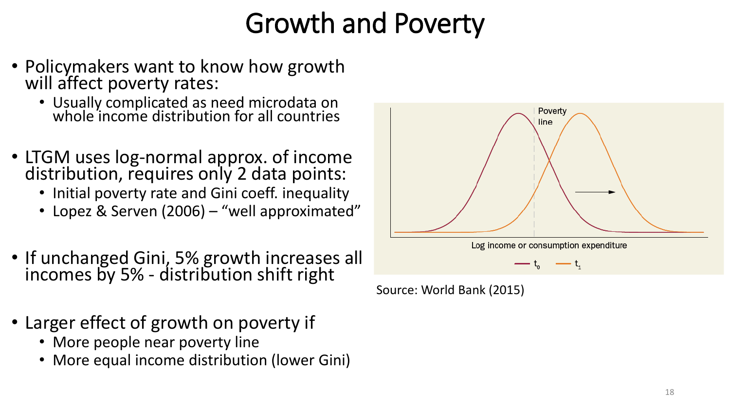# Growth and Poverty

- Policymakers want to know how growth will affect poverty rates:
  - Usually complicated as need microdata on whole income distribution for all countries
- LTGM uses log-normal approx. of income distribution, requires only 2 data points:
  - Initial poverty rate and Gini coeff. inequality
  - Lopez & Serven (2006) – "well approximated"
- If unchanged Gini, 5% growth increases all incomes by 5% - distribution shift right
- Larger effect of growth on poverty if
  - More people near poverty line
  - More equal income distribution (lower Gini)

Source: World Bank (2015)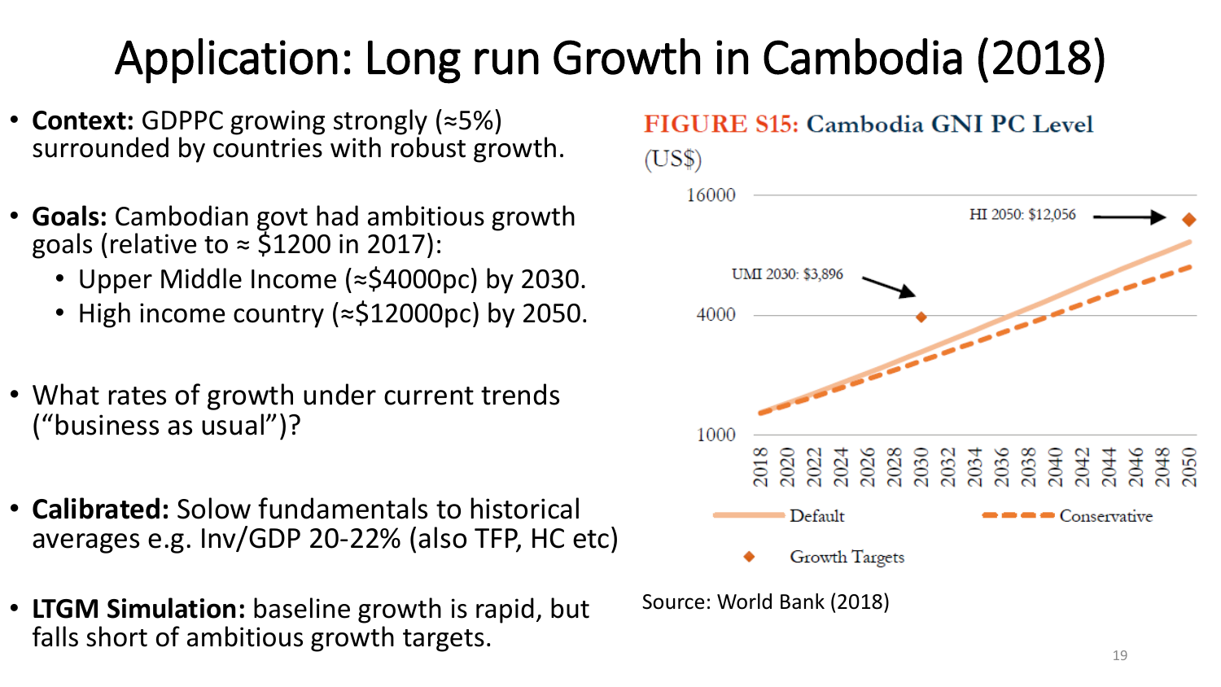# Application: Long run Growth in Cambodia (2018)

- **Context:** GDPPC growing strongly (≈5%) surrounded by countries with robust growth.
- **Goals:** Cambodian govt had ambitious growth goals (relative to ≈ $1200 in 2017):
  - Upper Middle Income (≈$4000pc) by 2030.
  - High income country (≈$12000pc) by 2050.
- What rates of growth under current trends ("business as usual")?
- **Calibrated:** Solow fundamentals to historical averages e.g. Inv/GDP 20-22% (also TFP, HC etc)
- **LTGM Simulation:** baseline growth is rapid, but falls short of ambitious growth targets.

FIGURE S15: Cambodia GNI PC Level (US$)

UMI 2030: $3,896

HI 2050: $12,056

Default — Conservative — Growth Targets

Source: World Bank (2018)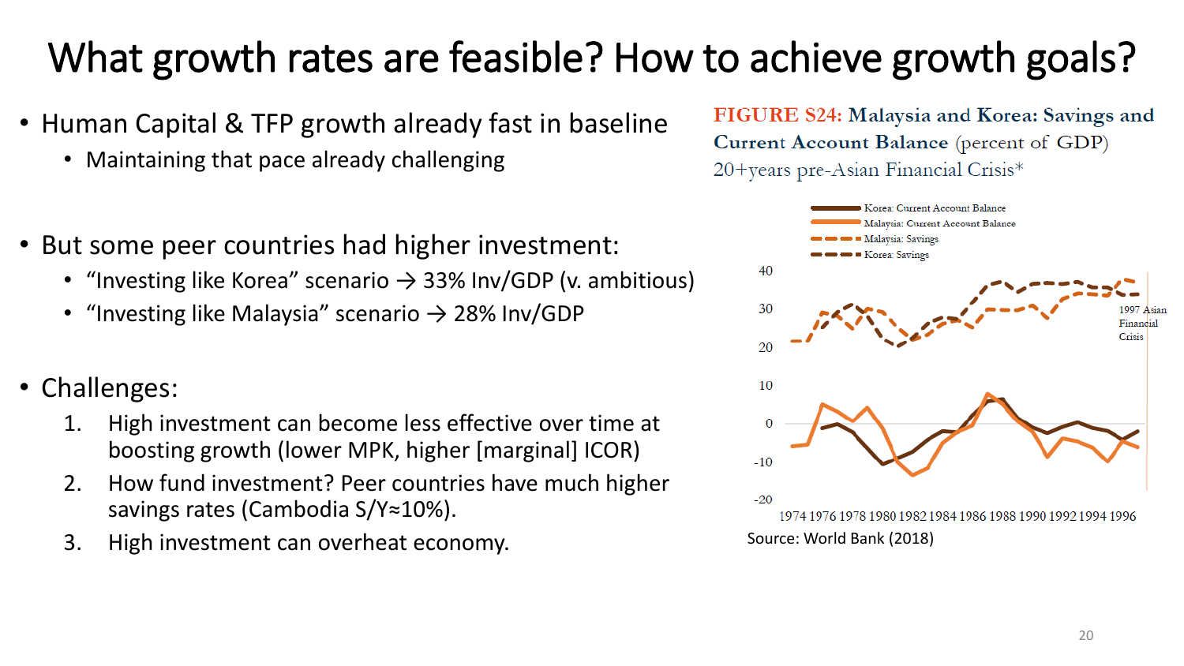# What growth rates are feasible? How to achieve growth goals?

- Human Capital & TFP growth already fast in baseline
  - Maintaining that pace already challenging

- But some peer countries had higher investment:
  - "Investing like Korea" scenario → 33% Inv/GDP (v. ambitious)
  - "Investing like Malaysia" scenario → 28% Inv/GDP

- Challenges:
  1. High investment can become less effective over time at boosting growth (lower MPK, higher [marginal] ICOR)
  2. How fund investment? Peer countries have much higher savings rates (Cambodia S/Y≈10%).
  3. High investment can overheat economy.

**FIGURE S24: Malaysia and Korea: Savings and Current Account Balance** (percent of GDP)
20+years pre-Asian Financial Crisis*

Source: World Bank (2018)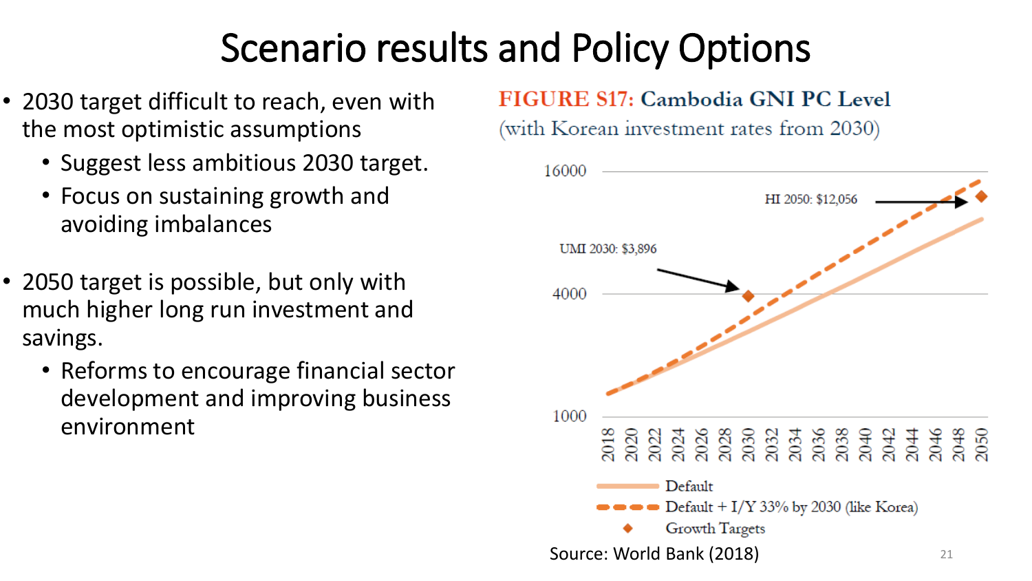# Scenario results and Policy Options

- 2030 target difficult to reach, even with the most optimistic assumptions
  - Suggest less ambitious 2030 target.
  - Focus on sustaining growth and avoiding imbalances
- 2050 target is possible, but only with much higher long run investment and savings.
  - Reforms to encourage financial sector development and improving business environment

**FIGURE S17: Cambodia GNI PC Level**
(with Korean investment rates from 2030)

UMI 2030: $3,896

HI 2050: $12,056

Default

Default + I/Y 33% by 2030 (like Korea)

Growth Targets

Source: World Bank (2018)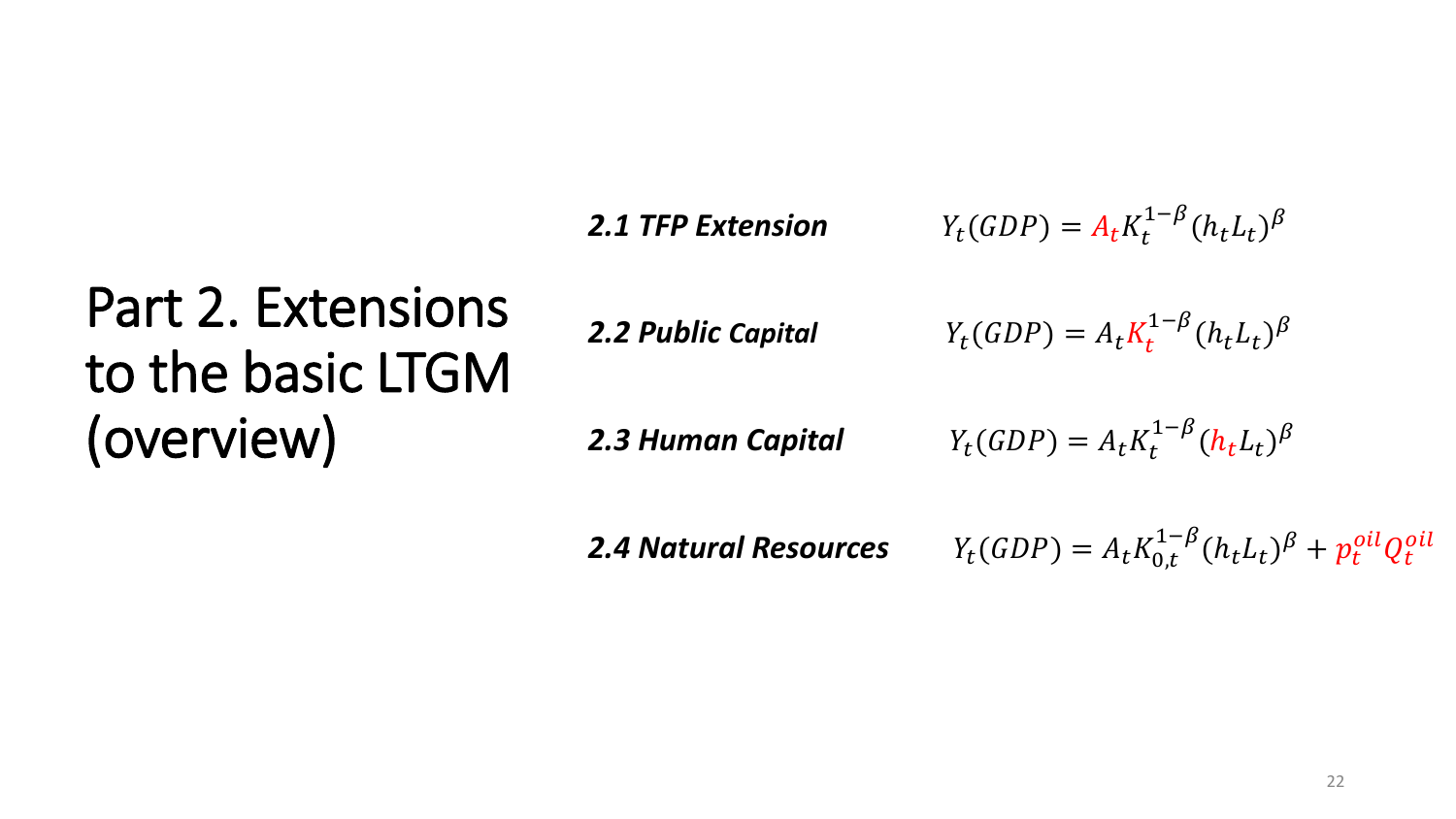# Part 2. Extensions to the basic LTGM (overview)

***2.1 TFP Extension*** $Y_t(GDP) = A_t K_t^{1-\beta} (h_t L_t)^{\beta}$

***2.2 Public Capital*** $Y_t(GDP) = A_t K_t^{1-\beta} (h_t L_t)^{\beta}$

***2.3 Human Capital*** $Y_t(GDP) = A_t K_t^{1-\beta} (h_t L_t)^{\beta}$

***2.4 Natural Resources*** $Y_t(GDP) = A_t K_{0,t}^{1-\beta} (h_t L_t)^{\beta} + p_t^{oil} Q_t^{oil}$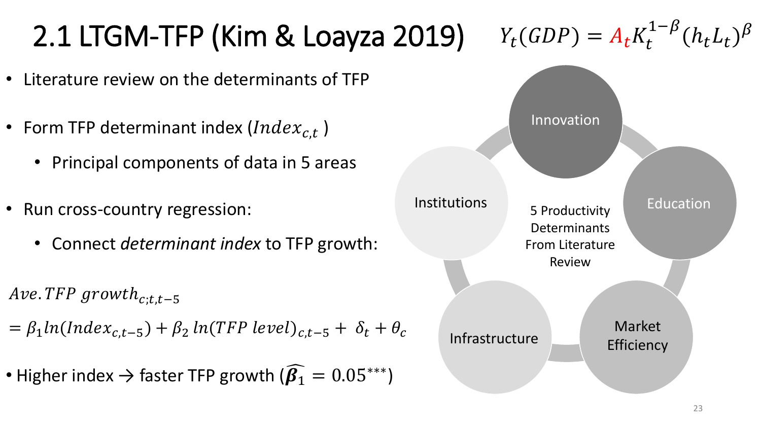# 2.1 LTGM-TFP (Kim & Loayza 2019)

$Y_t(GDP) = A_t K_t^{1-\beta}(h_t L_t)^{\beta}$

- Literature review on the determinants of TFP
- Form TFP determinant index ($Index_{c,t}$)
  - Principal components of data in 5 areas
- Run cross-country regression:
  - Connect *determinant index* to TFP growth:

$$Ave.TFP\ growth_{c;t,t-5} = \beta_1 ln(Index_{c,t-5}) + \beta_2\ ln(TFP\ level)_{c,t-5} + \delta_t + \theta_c$$

- Higher index → faster TFP growth ($\widehat{\boldsymbol{\beta}_1} = 0.05^{***}$)

5 Productivity Determinants From Literature Review:

- Innovation
- Education
- Market Efficiency
- Infrastructure
- Institutions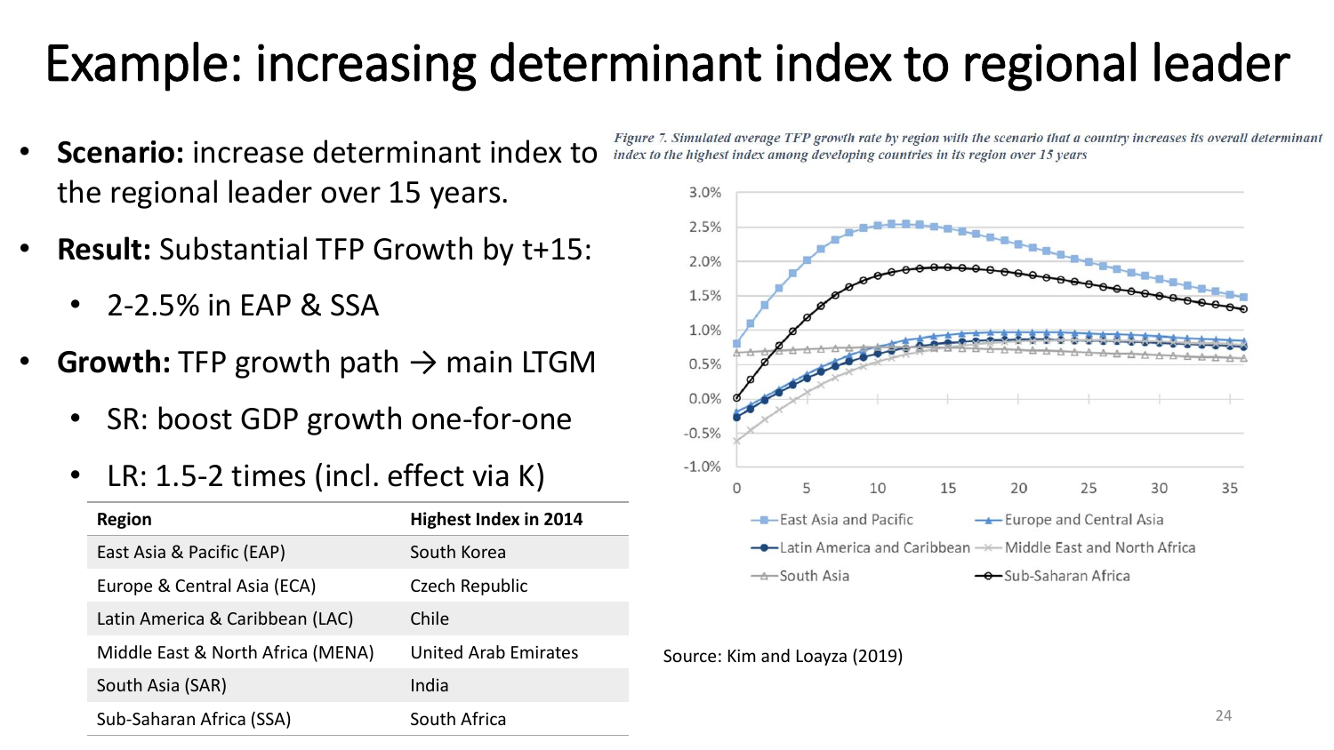# Example: increasing determinant index to regional leader

- **Scenario:** increase determinant index to the regional leader over 15 years.
- **Result:** Substantial TFP Growth by t+15:
  - 2-2.5% in EAP & SSA
- **Growth:** TFP growth path → main LTGM
  - SR: boost GDP growth one-for-one
  - LR: 1.5-2 times (incl. effect via K)

| Region | Highest Index in 2014 |
| --- | --- |
| East Asia & Pacific (EAP) | South Korea |
| Europe & Central Asia (ECA) | Czech Republic |
| Latin America & Caribbean (LAC) | Chile |
| Middle East & North Africa (MENA) | United Arab Emirates |
| South Asia (SAR) | India |
| Sub-Saharan Africa (SSA) | South Africa |

*Figure 7. Simulated average TFP growth rate by region with the scenario that a country increases its overall determinant index to the highest index among developing countries in its region over 15 years*

Source: Kim and Loayza (2019)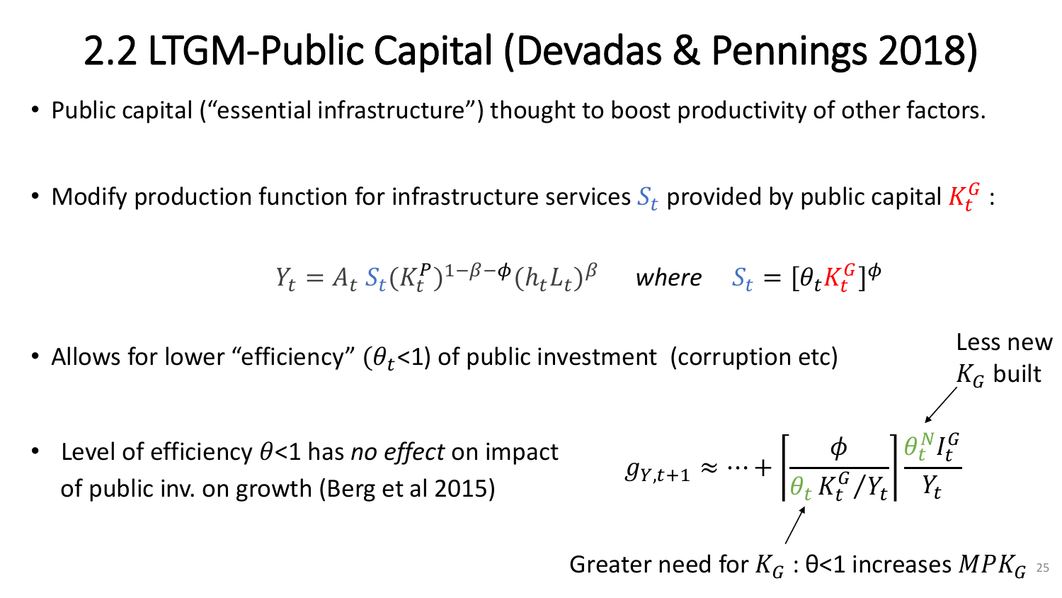# 2.2 LTGM-Public Capital (Devadas & Pennings 2018)

- Public capital ("essential infrastructure") thought to boost productivity of other factors.

- Modify production function for infrastructure services $S_t$ provided by public capital $K_t^G$ :

$$Y_t = A_t \, S_t (K_t^P)^{1-\beta-\phi}(h_t L_t)^{\beta} \quad \textit{where} \quad S_t = [\theta_t K_t^G]^{\phi}$$

- Allows for lower "efficiency" ($\theta_t$<1) of public investment (corruption etc)

- Level of efficiency $\theta$<1 has *no effect* on impact of public inv. on growth (Berg et al 2015)

$$g_{Y,t+1} \approx \cdots + \left[\frac{\phi}{\theta_t \, K_t^G / Y_t}\right] \frac{\theta_t^N I_t^G}{Y_t}$$

Less new $K_G$ built

Greater need for $K_G$ : θ<1 increases $MPK_G$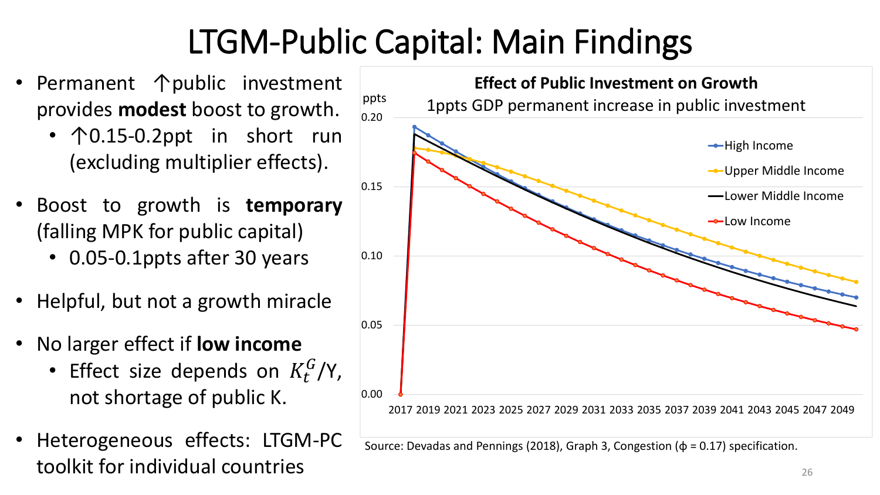# LTGM-Public Capital: Main Findings

- Permanent ↑public investment provides **modest** boost to growth.
  - ↑0.15-0.2ppt in short run (excluding multiplier effects).
- Boost to growth is **temporary** (falling MPK for public capital)
  - 0.05-0.1ppts after 30 years
- Helpful, but not a growth miracle
- No larger effect if **low income**
  - Effect size depends on $K_t^G$/Y, not shortage of public K.
- Heterogeneous effects: LTGM-PC toolkit for individual countries

**Effect of Public Investment on Growth**

1ppts GDP permanent increase in public investment

Source: Devadas and Pennings (2018), Graph 3, Congestion (ϕ = 0.17) specification.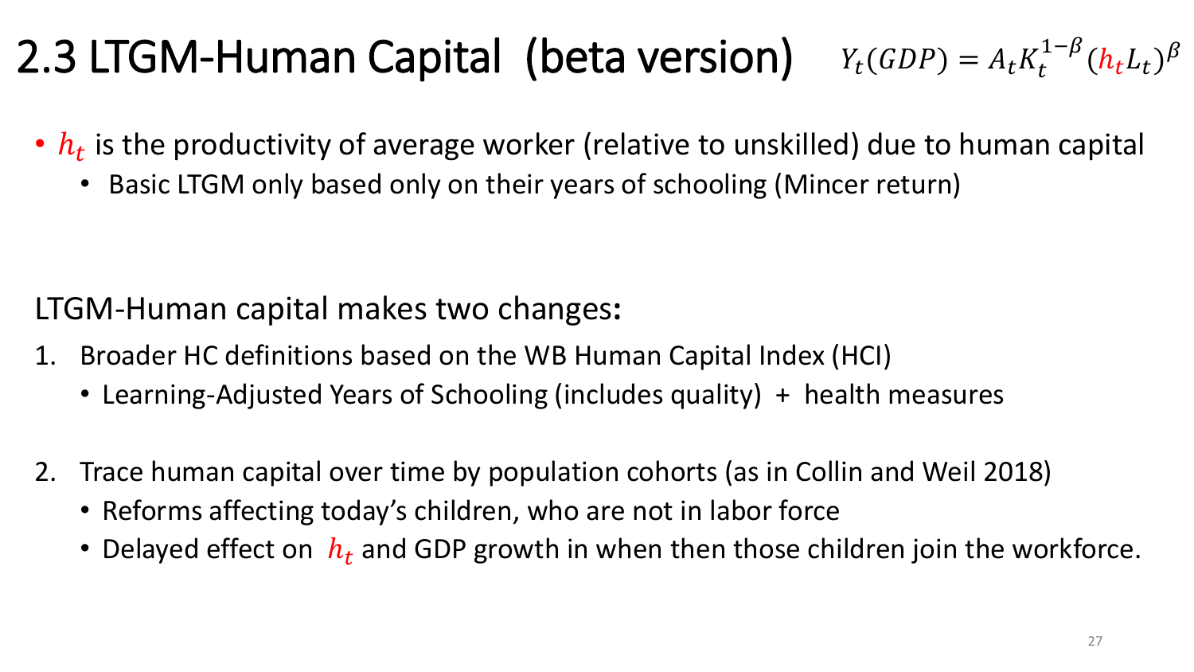# 2.3 LTGM-Human Capital (beta version) $Y_t(GDP) = A_t K_t^{1-\beta} (h_t L_t)^{\beta}$

- $h_t$ is the productivity of average worker (relative to unskilled) due to human capital
  - Basic LTGM only based only on their years of schooling (Mincer return)

LTGM-Human capital makes two changes**:**

1. Broader HC definitions based on the WB Human Capital Index (HCI)
   - Learning-Adjusted Years of Schooling (includes quality) + health measures
2. Trace human capital over time by population cohorts (as in Collin and Weil 2018)
   - Reforms affecting today's children, who are not in labor force
   - Delayed effect on $h_t$ and GDP growth in when then those children join the workforce.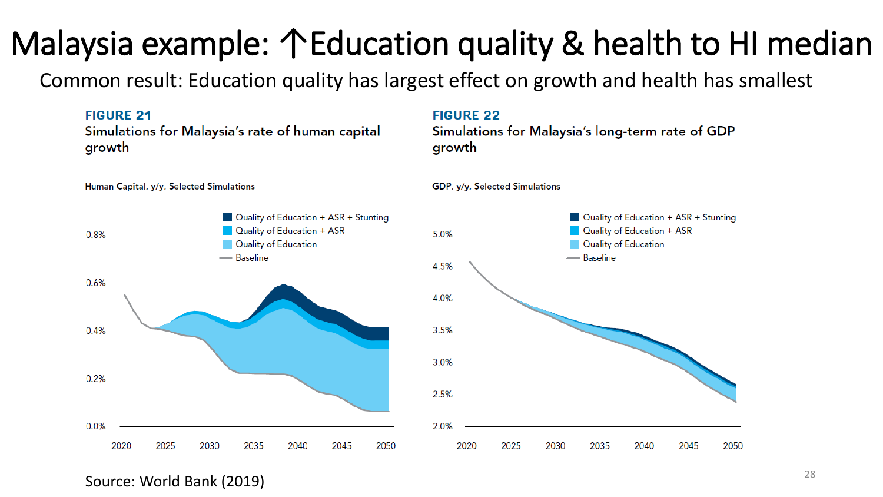# Malaysia example: ↑Education quality & health to HI median

Common result: Education quality has largest effect on growth and health has smallest

**FIGURE 21**

**Simulations for Malaysia's rate of human capital growth**

Human Capital, y/y, Selected Simulations

- Quality of Education + ASR + Stunting
- Quality of Education + ASR
- Quality of Education
- Baseline

**FIGURE 22**

**Simulations for Malaysia's long-term rate of GDP growth**

GDP, y/y, Selected Simulations

- Quality of Education + ASR + Stunting
- Quality of Education + ASR
- Quality of Education
- Baseline

Source: World Bank (2019)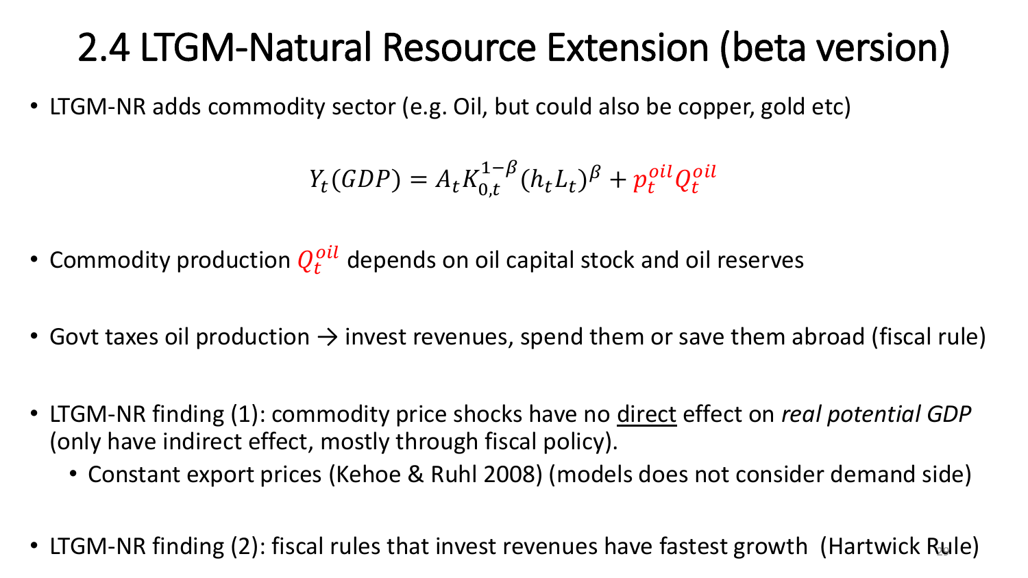# 2.4 LTGM-Natural Resource Extension (beta version)

- LTGM-NR adds commodity sector (e.g. Oil, but could also be copper, gold etc)

$$Y_t(GDP) = A_t K_{0,t}^{1-\beta} (h_t L_t)^{\beta} + p_t^{oil} Q_t^{oil}$$

- Commodity production $Q_t^{oil}$ depends on oil capital stock and oil reserves
- Govt taxes oil production → invest revenues, spend them or save them abroad (fiscal rule)
- LTGM-NR finding (1): commodity price shocks have no <u>direct</u> effect on *real potential GDP* (only have indirect effect, mostly through fiscal policy).
  - Constant export prices (Kehoe & Ruhl 2008) (models does not consider demand side)
- LTGM-NR finding (2): fiscal rules that invest revenues have fastest growth (Hartwick Rule)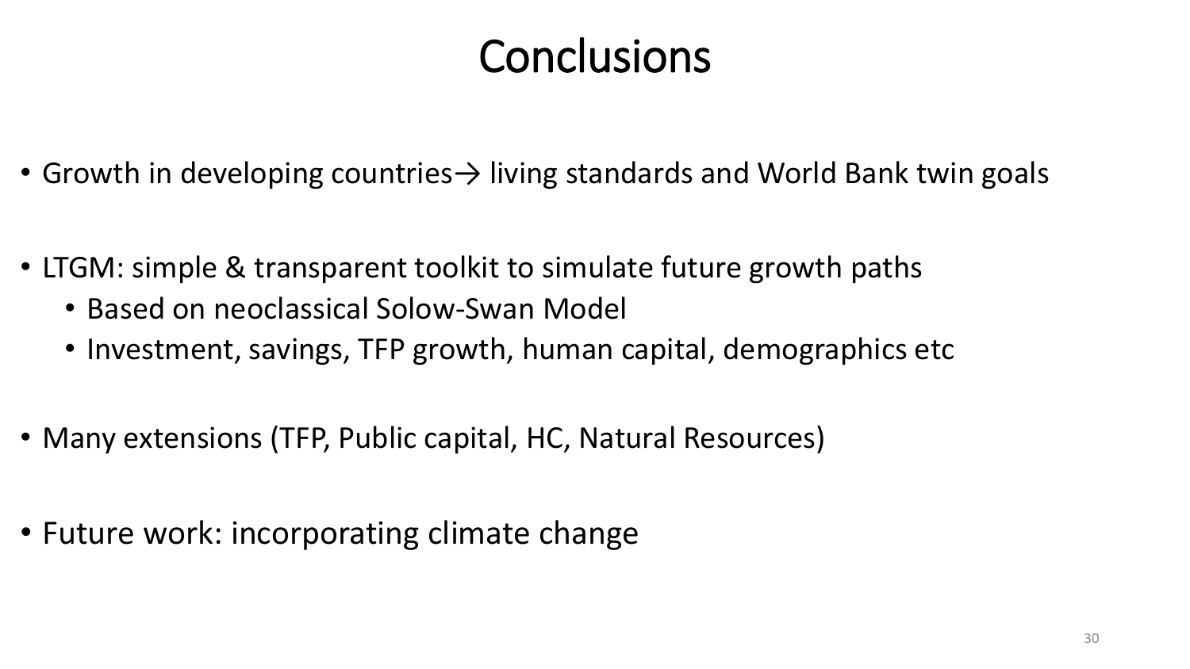# Conclusions

- Growth in developing countries→ living standards and World Bank twin goals
- LTGM: simple & transparent toolkit to simulate future growth paths
  - Based on neoclassical Solow-Swan Model
  - Investment, savings, TFP growth, human capital, demographics etc
- Many extensions (TFP, Public capital, HC, Natural Resources)
- Future work: incorporating climate change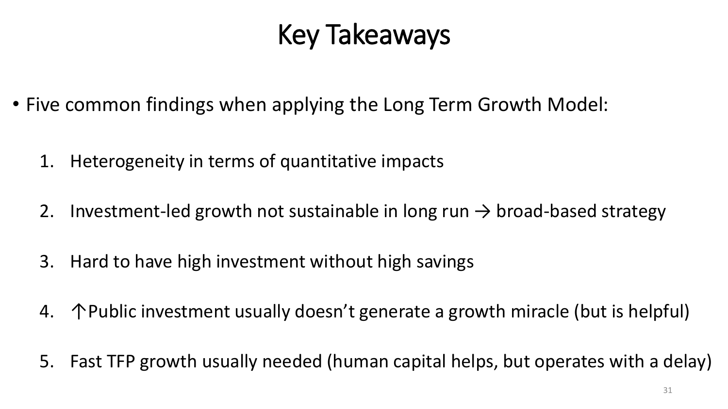# Key Takeaways

- Five common findings when applying the Long Term Growth Model:

  1. Heterogeneity in terms of quantitative impacts
  2. Investment-led growth not sustainable in long run → broad-based strategy
  3. Hard to have high investment without high savings
  4. ↑Public investment usually doesn't generate a growth miracle (but is helpful)
  5. Fast TFP growth usually needed (human capital helps, but operates with a delay)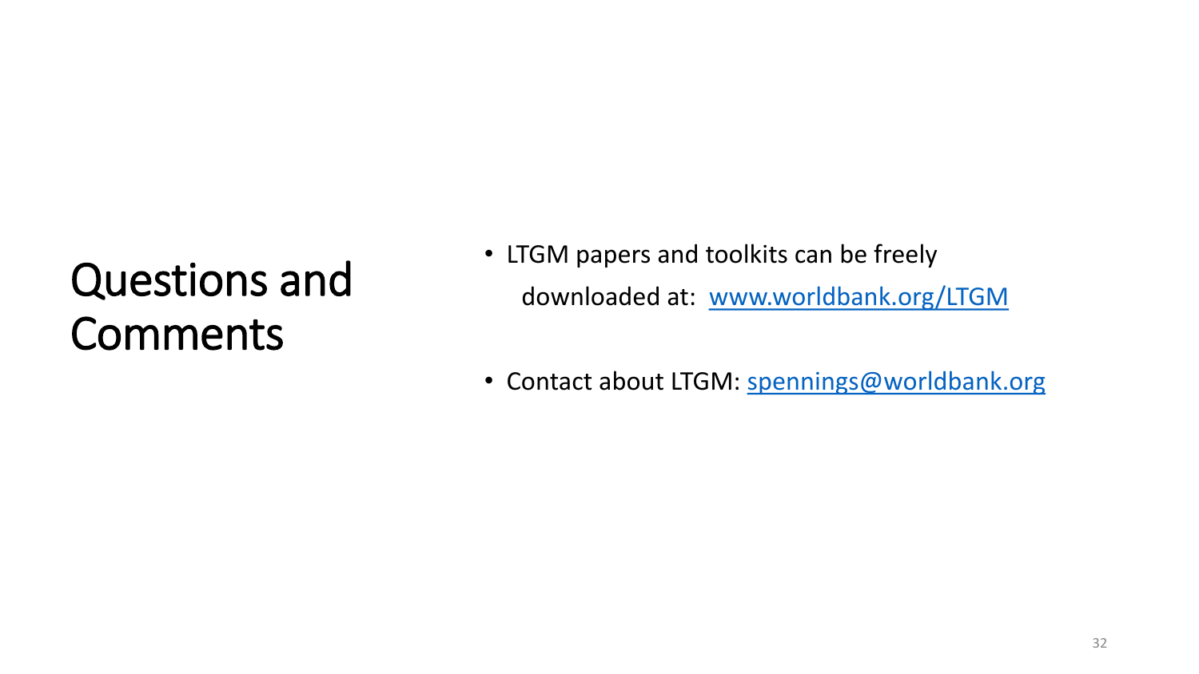# Questions and Comments

- LTGM papers and toolkits can be freely downloaded at: [www.worldbank.org/LTGM](http://www.worldbank.org/LTGM)
- Contact about LTGM: [spennings@worldbank.org](mailto:spennings@worldbank.org)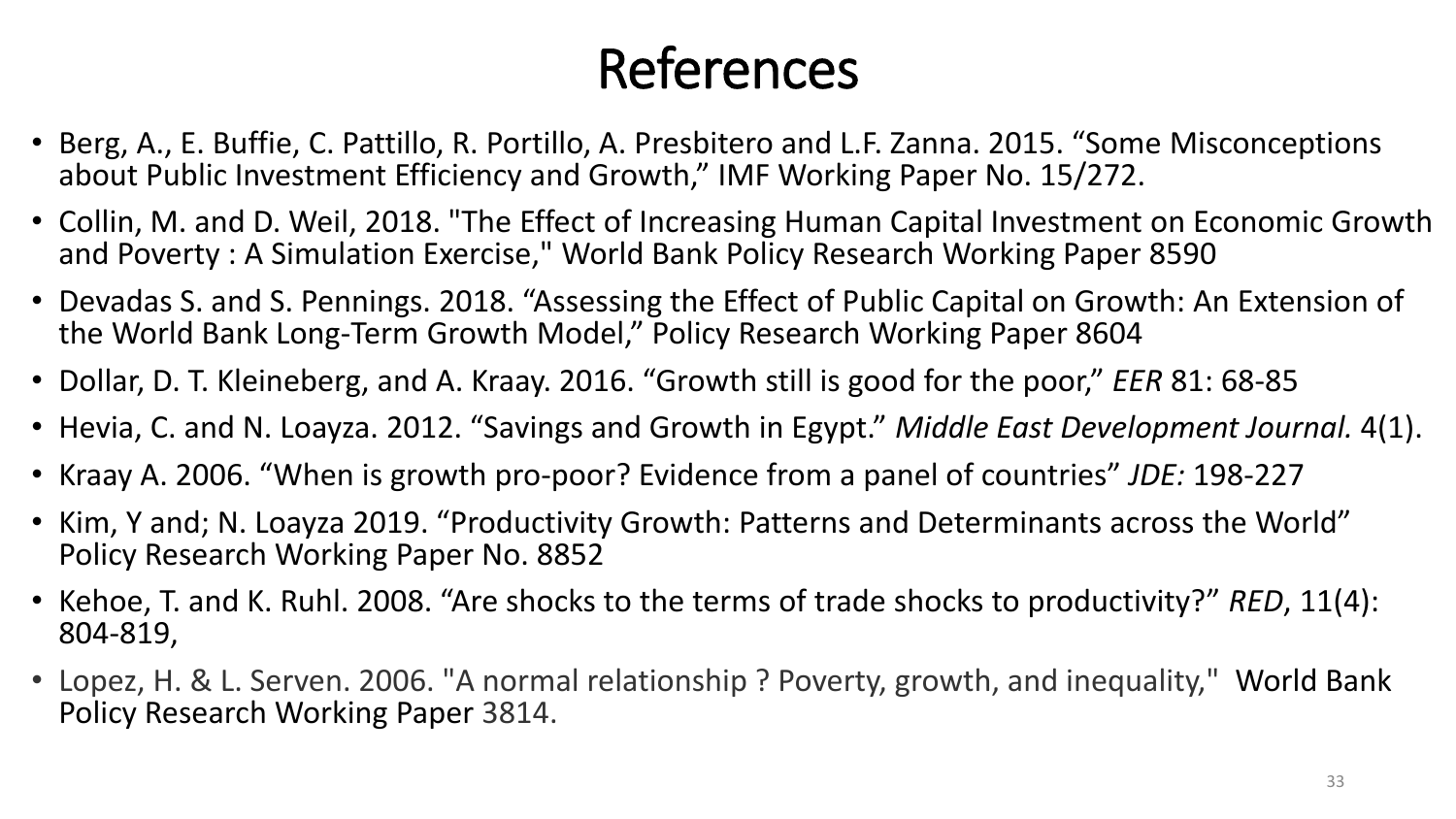# References

- Berg, A., E. Buffie, C. Pattillo, R. Portillo, A. Presbitero and L.F. Zanna. 2015. "Some Misconceptions about Public Investment Efficiency and Growth," IMF Working Paper No. 15/272.
- Collin, M. and D. Weil, 2018. "The Effect of Increasing Human Capital Investment on Economic Growth and Poverty : A Simulation Exercise," World Bank Policy Research Working Paper 8590
- Devadas S. and S. Pennings. 2018. "Assessing the Effect of Public Capital on Growth: An Extension of the World Bank Long-Term Growth Model," Policy Research Working Paper 8604
- Dollar, D. T. Kleineberg, and A. Kraay. 2016. "Growth still is good for the poor," *EER* 81: 68-85
- Hevia, C. and N. Loayza. 2012. "Savings and Growth in Egypt." *Middle East Development Journal.* 4(1).
- Kraay A. 2006. "When is growth pro-poor? Evidence from a panel of countries" *JDE:* 198-227
- Kim, Y and; N. Loayza 2019. "Productivity Growth: Patterns and Determinants across the World" Policy Research Working Paper No. 8852
- Kehoe, T. and K. Ruhl. 2008. "Are shocks to the terms of trade shocks to productivity?" *RED*, 11(4): 804-819,
- Lopez, H. & L. Serven. 2006. "A normal relationship ? Poverty, growth, and inequality," World Bank Policy Research Working Paper 3814.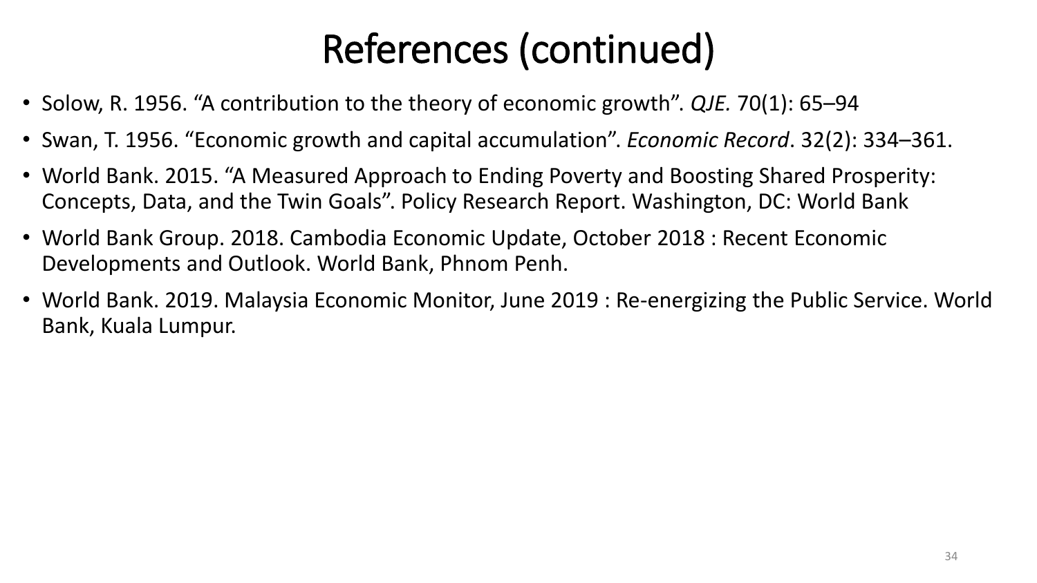# References (continued)

- Solow, R. 1956. “A contribution to the theory of economic growth”. *QJE.* 70(1): 65–94
- Swan, T. 1956. “Economic growth and capital accumulation”. *Economic Record*. 32(2): 334–361.
- World Bank. 2015. “A Measured Approach to Ending Poverty and Boosting Shared Prosperity: Concepts, Data, and the Twin Goals”. Policy Research Report. Washington, DC: World Bank
- World Bank Group. 2018. Cambodia Economic Update, October 2018 : Recent Economic Developments and Outlook. World Bank, Phnom Penh.
- World Bank. 2019. Malaysia Economic Monitor, June 2019 : Re-energizing the Public Service. World Bank, Kuala Lumpur.